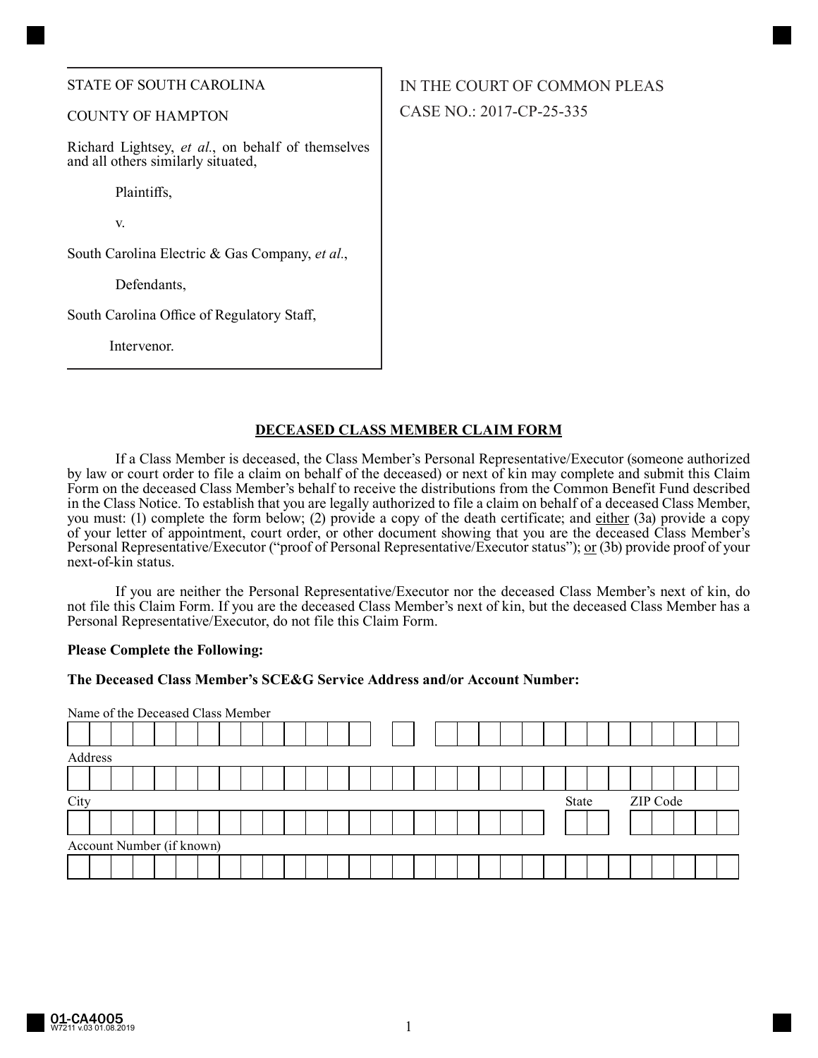STATE OF SOUTH CAROLINA

COUNTY OF HAMPTON

Richard Lightsey, *et al.*, on behalf of themselves and all others similarly situated,

Plaintiffs,

v.

South Carolina Electric & Gas Company, *et al.*,

Defendants,

South Carolina Office of Regulatory Staff,

Intervenor.

IN THE COURT OF COMMON PLEAS

CASE NO.: 2017-CP-25-335

## DECEASED CLASS MEMBER CLAIM FORM

If a Class Member is deceased, the Class Member's Personal Representative/Executor (someone authorized by law or court order to file a claim on behalf of the deceased) or next of kin may complete and submit this Claim Form on the deceased Class Member's behalf to receive the distributions from the Common Benefit Fund described in the Class Notice. To establish that you are legally authorized to file a claim on behalf of a deceased Class Member, you must: (1) complete the form below; (2) provide a copy of the death certificate; and either (3a) provide a copy of your letter of appointment, court order, or other document showing that you are the deceased Class Member's Personal Representative/Executor ("proof of Personal Representative/Executor status"); or (3b) provide proof of your next-of-kin status.

If you are neither the Personal Representative/Executor nor the deceased Class Member's next of kin, do not file this Claim Form. If you are the deceased Class Member's next of kin, but the deceased Class Member has a Personal Representative/Executor, do not file this Claim Form.

**Please Complete the Following:**

**The Deceased Class Member's SCE&G Service Address and/or Account Number:**

Name of the Deceased Class Member

Address

City | State | ZIP Code

Account Number (if known)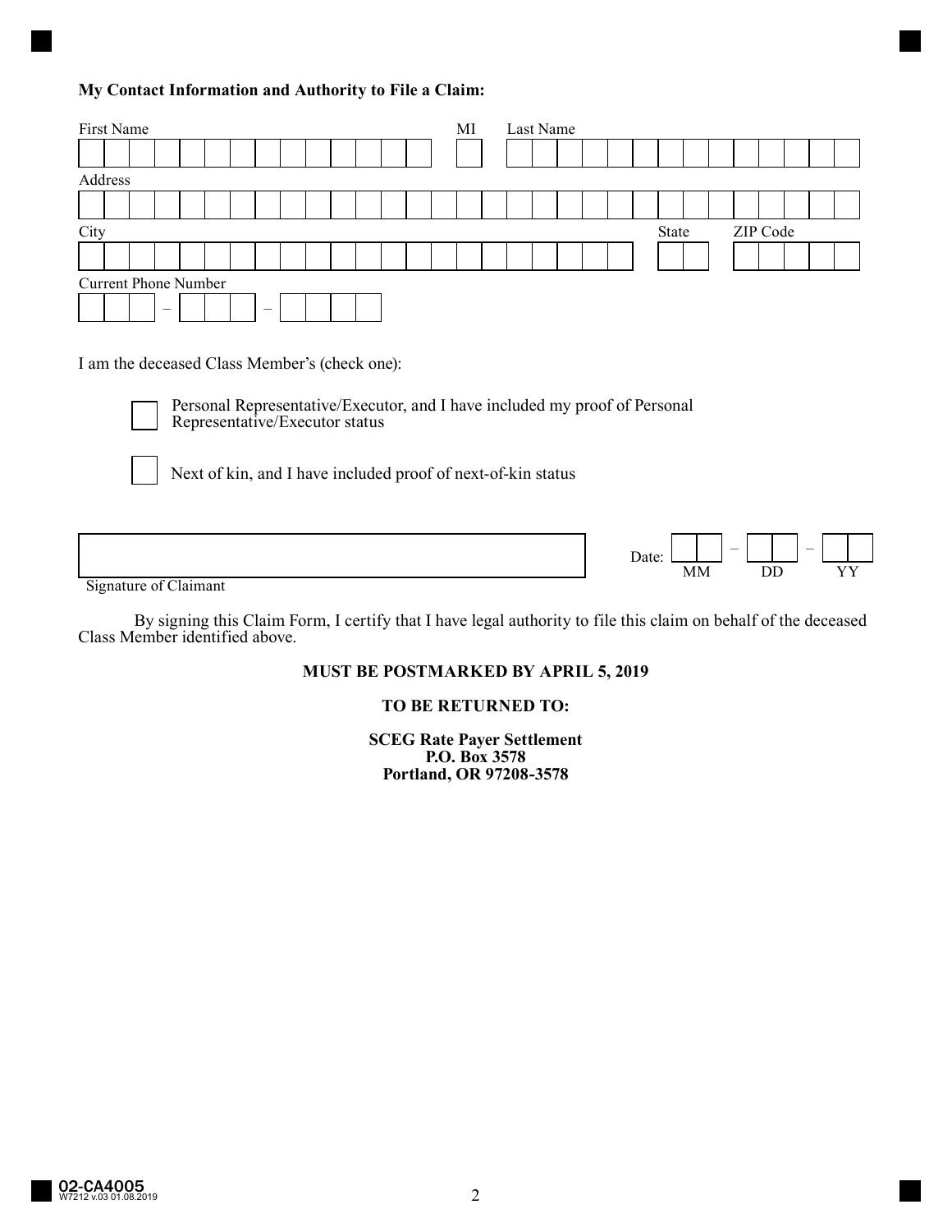**My Contact Information and Authority to File a Claim:**

First Name | MI | Last Name

Address

City | State | ZIP Code

Current Phone Number

I am the deceased Class Member's (check one):

- ☐ Personal Representative/Executor, and I have included my proof of Personal Representative/Executor status
- ☐ Next of kin, and I have included proof of next-of-kin status

Signature of Claimant

Date: MM – DD – YY

By signing this Claim Form, I certify that I have legal authority to file this claim on behalf of the deceased Class Member identified above.

**MUST BE POSTMARKED BY APRIL 5, 2019**

**TO BE RETURNED TO:**

**SCEG Rate Payer Settlement**
**P.O. Box 3578**
**Portland, OR 97208-3578**

02-CA4005
W7212 v.03 01.08.2019